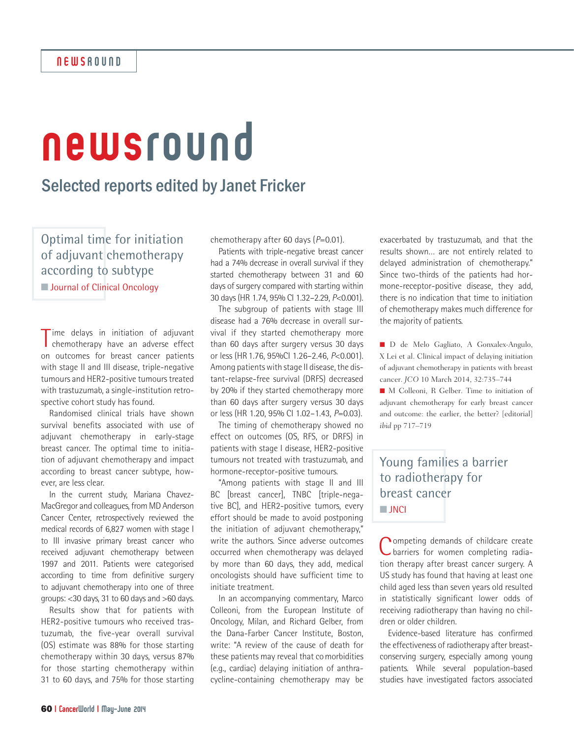# newsround

## Selected reports edited by Janet Fricker

### Optimal time for initiation of adjuvant chemotherapy according to subtype

■ Journal of Clinical Oncology

Time delays in initiation of adjuvant chemotherapy have an adverse effect on outcomes for breast cancer patients with stage II and III disease, triple-negative tumours and HER2-positive tumours treated with trastuzumab, a single-institution retrospective cohort study has found.

Randomised clinical trials have shown survival benefits associated with use of adjuvant chemotherapy in early-stage breast cancer. The optimal time to initiation of adjuvant chemotherapy and impact according to breast cancer subtype, however, are less clear.

In the current study, Mariana Chavez-MacGregor and colleagues, from MD Anderson Cancer Center, retrospectively reviewed the medical records of 6,827 women with stage I to III invasive primary breast cancer who received adjuvant chemotherapy between 1997 and 2011. Patients were categorised according to time from definitive surgery to adjuvant chemotherapy into one of three groups: <30 days, 31 to 60 days and >60 days.

Results show that for patients with HER2-positive tumours who received trastuzumab, the five-year overall survival (OS) estimate was 88% for those starting chemotherapy within 30 days, versus 87% for those starting chemotherapy within 31 to 60 days, and 75% for those starting chemotherapy after 60 days ($P$=0.01).

Patients with triple-negative breast cancer had a 74% decrease in overall survival if they started chemotherapy between 31 and 60 days of surgery compared with starting within 30 days (HR 1.74, 95% CI 1.32–2.29, $P$<0.001).

The subgroup of patients with stage III disease had a 76% decrease in overall survival if they started chemotherapy more than 60 days after surgery versus 30 days or less (HR 1.76, 95%CI 1.26–2.46, $P$<0.001). Among patients with stage II disease, the distant-relapse-free survival (DRFS) decreased by 20% if they started chemotherapy more than 60 days after surgery versus 30 days or less (HR 1.20, 95% CI 1.02–1.43, $P$=0.03).

The timing of chemotherapy showed no effect on outcomes (OS, RFS, or DRFS) in patients with stage I disease, HER2-positive tumours not treated with trastuzumab, and hormone-receptor-positive tumours.

"Among patients with stage II and III BC [breast cancer], TNBC [triple-negative BC], and HER2-positive tumors, every effort should be made to avoid postponing the initiation of adjuvant chemotherapy," write the authors. Since adverse outcomes occurred when chemotherapy was delayed by more than 60 days, they add, medical oncologists should have sufficient time to initiate treatment.

In an accompanying commentary, Marco Colleoni, from the European Institute of Oncology, Milan, and Richard Gelber, from the Dana-Farber Cancer Institute, Boston, write: "A review of the cause of death for these patients may reveal that comorbidities (e.g., cardiac) delaying initiation of anthracycline-containing chemotherapy may be exacerbated by trastuzumab, and that the results shown... are not entirely related to delayed administration of chemotherapy." Since two-thirds of the patients had hormone-receptor-positive disease, they add, there is no indication that time to initiation of chemotherapy makes much difference for the majority of patients.

■ D de Melo Gagliato, A Gonxalex-Angulo, X Lei et al. Clinical impact of delaying initiation of adjuvant chemotherapy in patients with breast cancer. *JCO* 10 March 2014, 32:735–744

■ M Colleoni, R Gelber. Time to initiation of adjuvant chemotherapy for early breast cancer and outcome: the earlier, the better? [editorial] *ibid* pp 717–719

### Young families a barrier to radiotherapy for breast cancer

■ JNCI

Competing demands of childcare create barriers for women completing radiation therapy after breast cancer surgery. A US study has found that having at least one child aged less than seven years old resulted in statistically significant lower odds of receiving radiotherapy than having no children or older children.

Evidence-based literature has confirmed the effectiveness of radiotherapy after breast-conserving surgery, especially among young patients. While several population-based studies have investigated factors associated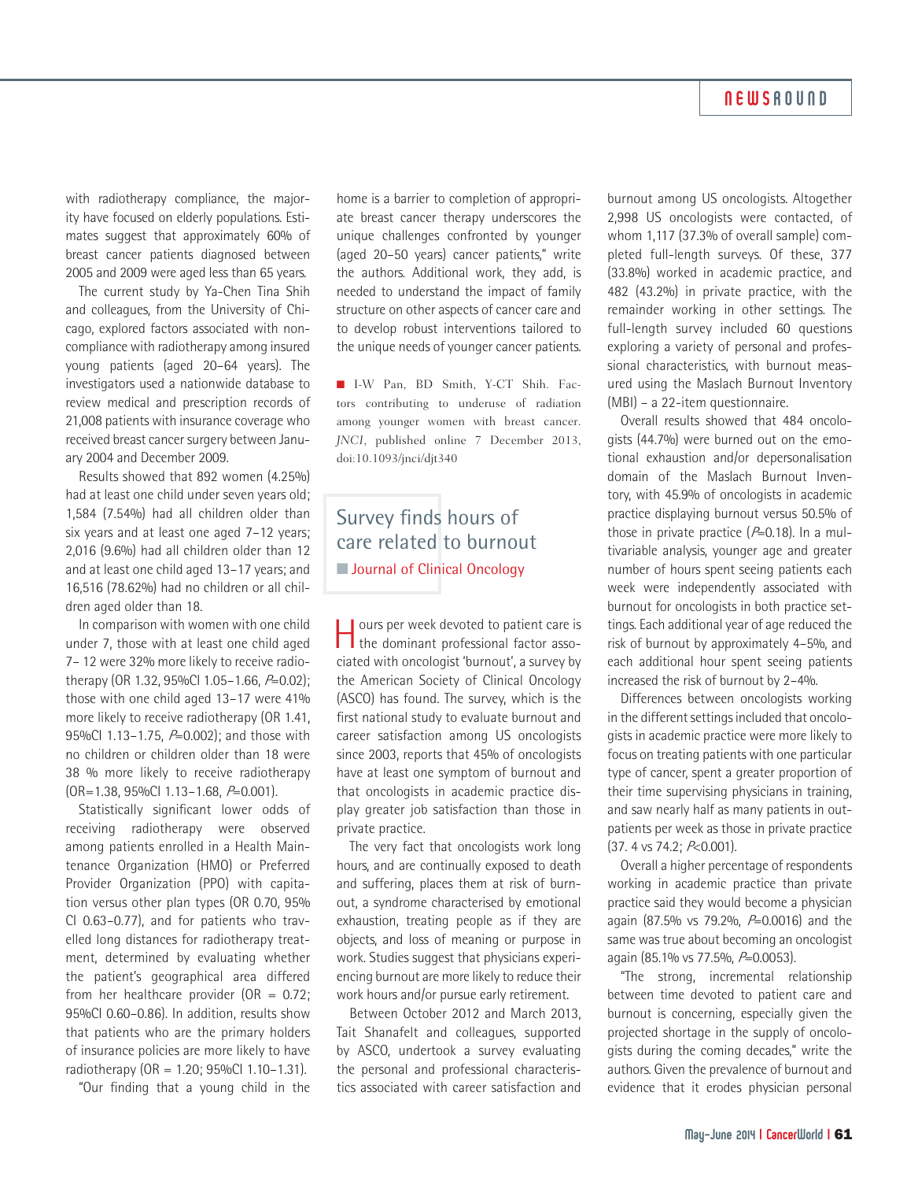with radiotherapy compliance, the majority have focused on elderly populations. Estimates suggest that approximately 60% of breast cancer patients diagnosed between 2005 and 2009 were aged less than 65 years.

The current study by Ya-Chen Tina Shih and colleagues, from the University of Chicago, explored factors associated with noncompliance with radiotherapy among insured young patients (aged 20–64 years). The investigators used a nationwide database to review medical and prescription records of 21,008 patients with insurance coverage who received breast cancer surgery between January 2004 and December 2009.

Results showed that 892 women (4.25%) had at least one child under seven years old; 1,584 (7.54%) had all children older than six years and at least one aged 7–12 years; 2,016 (9.6%) had all children older than 12 and at least one child aged 13–17 years; and 16,516 (78.62%) had no children or all children aged older than 18.

In comparison with women with one child under 7, those with at least one child aged 7– 12 were 32% more likely to receive radiotherapy (OR 1.32, 95%CI 1.05–1.66, $P$=0.02); those with one child aged 13–17 were 41% more likely to receive radiotherapy (OR 1.41, 95%CI 1.13–1.75, $P$=0.002); and those with no children or children older than 18 were 38 % more likely to receive radiotherapy (OR=1.38, 95%CI 1.13–1.68, $P$=0.001).

Statistically significant lower odds of receiving radiotherapy were observed among patients enrolled in a Health Maintenance Organization (HMO) or Preferred Provider Organization (PPO) with capitation versus other plan types (OR 0.70, 95% CI 0.63–0.77), and for patients who travelled long distances for radiotherapy treatment, determined by evaluating whether the patient's geographical area differed from her healthcare provider (OR = 0.72; 95%CI 0.60–0.86). In addition, results show that patients who are the primary holders of insurance policies are more likely to have radiotherapy (OR = 1.20; 95%CI 1.10–1.31).

"Our finding that a young child in the home is a barrier to completion of appropriate breast cancer therapy underscores the unique challenges confronted by younger (aged 20–50 years) cancer patients," write the authors. Additional work, they add, is needed to understand the impact of family structure on other aspects of cancer care and to develop robust interventions tailored to the unique needs of younger cancer patients.

■ I-W Pan, BD Smith, Y-CT Shih. Factors contributing to underuse of radiation among younger women with breast cancer. *JNCI*, published online 7 December 2013, doi:10.1093/jnci/djt340

## Survey finds hours of care related to burnout

■ Journal of Clinical Oncology

Hours per week devoted to patient care is the dominant professional factor associated with oncologist 'burnout', a survey by the American Society of Clinical Oncology (ASCO) has found. The survey, which is the first national study to evaluate burnout and career satisfaction among US oncologists since 2003, reports that 45% of oncologists have at least one symptom of burnout and that oncologists in academic practice display greater job satisfaction than those in private practice.

The very fact that oncologists work long hours, and are continually exposed to death and suffering, places them at risk of burnout, a syndrome characterised by emotional exhaustion, treating people as if they are objects, and loss of meaning or purpose in work. Studies suggest that physicians experiencing burnout are more likely to reduce their work hours and/or pursue early retirement.

Between October 2012 and March 2013, Tait Shanafelt and colleagues, supported by ASCO, undertook a survey evaluating the personal and professional characteristics associated with career satisfaction and burnout among US oncologists. Altogether 2,998 US oncologists were contacted, of whom 1,117 (37.3% of overall sample) completed full-length surveys. Of these, 377 (33.8%) worked in academic practice, and 482 (43.2%) in private practice, with the remainder working in other settings. The full-length survey included 60 questions exploring a variety of personal and professional characteristics, with burnout measured using the Maslach Burnout Inventory (MBI) – a 22-item questionnaire.

Overall results showed that 484 oncologists (44.7%) were burned out on the emotional exhaustion and/or depersonalisation domain of the Maslach Burnout Inventory, with 45.9% of oncologists in academic practice displaying burnout versus 50.5% of those in private practice ($P$=0.18). In a multivariable analysis, younger age and greater number of hours spent seeing patients each week were independently associated with burnout for oncologists in both practice settings. Each additional year of age reduced the risk of burnout by approximately 4–5%, and each additional hour spent seeing patients increased the risk of burnout by 2–4%.

Differences between oncologists working in the different settings included that oncologists in academic practice were more likely to focus on treating patients with one particular type of cancer, spent a greater proportion of their time supervising physicians in training, and saw nearly half as many patients in outpatients per week as those in private practice (37. 4 vs 74.2; $P$<0.001).

Overall a higher percentage of respondents working in academic practice than private practice said they would become a physician again (87.5% vs 79.2%, $P$=0.0016) and the same was true about becoming an oncologist again (85.1% vs 77.5%, $P$=0.0053).

"The strong, incremental relationship between time devoted to patient care and burnout is concerning, especially given the projected shortage in the supply of oncologists during the coming decades," write the authors. Given the prevalence of burnout and evidence that it erodes physician personal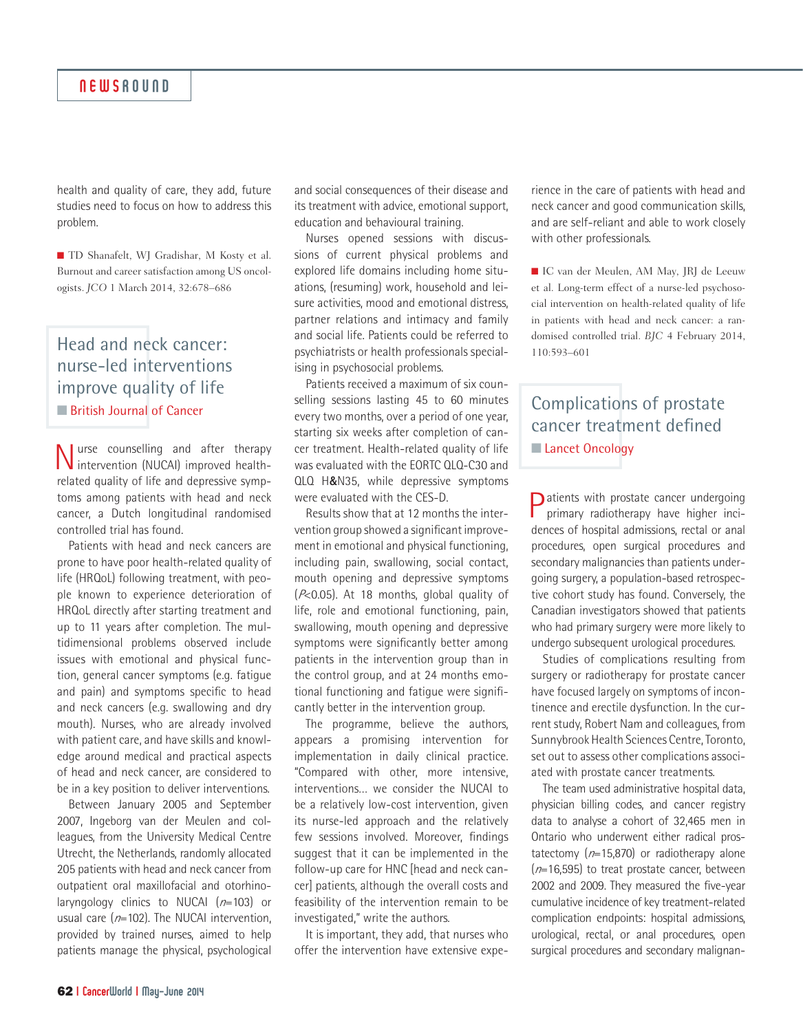health and quality of care, they add, future studies need to focus on how to address this problem.

■ TD Shanafelt, WJ Gradishar, M Kosty et al. Burnout and career satisfaction among US oncologists. *JCO* 1 March 2014, 32:678–686

## Head and neck cancer: nurse-led interventions improve quality of life

■ British Journal of Cancer

Nurse counselling and after therapy intervention (NUCAI) improved health-related quality of life and depressive symptoms among patients with head and neck cancer, a Dutch longitudinal randomised controlled trial has found.

Patients with head and neck cancers are prone to have poor health-related quality of life (HRQoL) following treatment, with people known to experience deterioration of HRQoL directly after starting treatment and up to 11 years after completion. The multidimensional problems observed include issues with emotional and physical function, general cancer symptoms (e.g. fatigue and pain) and symptoms specific to head and neck cancers (e.g. swallowing and dry mouth). Nurses, who are already involved with patient care, and have skills and knowledge around medical and practical aspects of head and neck cancer, are considered to be in a key position to deliver interventions.

Between January 2005 and September 2007, Ingeborg van der Meulen and colleagues, from the University Medical Centre Utrecht, the Netherlands, randomly allocated 205 patients with head and neck cancer from outpatient oral maxillofacial and otorhinolaryngology clinics to NUCAI ($n$=103) or usual care ($n$=102). The NUCAI intervention, provided by trained nurses, aimed to help patients manage the physical, psychological and social consequences of their disease and its treatment with advice, emotional support, education and behavioural training.

Nurses opened sessions with discussions of current physical problems and explored life domains including home situations, (resuming) work, household and leisure activities, mood and emotional distress, partner relations and intimacy and family and social life. Patients could be referred to psychiatrists or health professionals specialising in psychosocial problems.

Patients received a maximum of six counselling sessions lasting 45 to 60 minutes every two months, over a period of one year, starting six weeks after completion of cancer treatment. Health-related quality of life was evaluated with the EORTC QLQ-C30 and QLQ H&N35, while depressive symptoms were evaluated with the CES-D.

Results show that at 12 months the intervention group showed a significant improvement in emotional and physical functioning, including pain, swallowing, social contact, mouth opening and depressive symptoms ($P$<0.05). At 18 months, global quality of life, role and emotional functioning, pain, swallowing, mouth opening and depressive symptoms were significantly better among patients in the intervention group than in the control group, and at 24 months emotional functioning and fatigue were significantly better in the intervention group.

The programme, believe the authors, appears a promising intervention for implementation in daily clinical practice. "Compared with other, more intensive, interventions… we consider the NUCAI to be a relatively low-cost intervention, given its nurse-led approach and the relatively few sessions involved. Moreover, findings suggest that it can be implemented in the follow-up care for HNC [head and neck cancer] patients, although the overall costs and feasibility of the intervention remain to be investigated," write the authors.

It is important, they add, that nurses who offer the intervention have extensive experience in the care of patients with head and neck cancer and good communication skills, and are self-reliant and able to work closely with other professionals.

■ IC van der Meulen, AM May, JRJ de Leeuw et al. Long-term effect of a nurse-led psychosocial intervention on health-related quality of life in patients with head and neck cancer: a randomised controlled trial. *BJC* 4 February 2014, 110:593–601

## Complications of prostate cancer treatment defined

■ Lancet Oncology

Patients with prostate cancer undergoing primary radiotherapy have higher incidences of hospital admissions, rectal or anal procedures, open surgical procedures and secondary malignancies than patients undergoing surgery, a population-based retrospective cohort study has found. Conversely, the Canadian investigators showed that patients who had primary surgery were more likely to undergo subsequent urological procedures.

Studies of complications resulting from surgery or radiotherapy for prostate cancer have focused largely on symptoms of incontinence and erectile dysfunction. In the current study, Robert Nam and colleagues, from Sunnybrook Health Sciences Centre, Toronto, set out to assess other complications associated with prostate cancer treatments.

The team used administrative hospital data, physician billing codes, and cancer registry data to analyse a cohort of 32,465 men in Ontario who underwent either radical prostatectomy ($n$=15,870) or radiotherapy alone ($n$=16,595) to treat prostate cancer, between 2002 and 2009. They measured the five-year cumulative incidence of key treatment-related complication endpoints: hospital admissions, urological, rectal, or anal procedures, open surgical procedures and secondary malignan-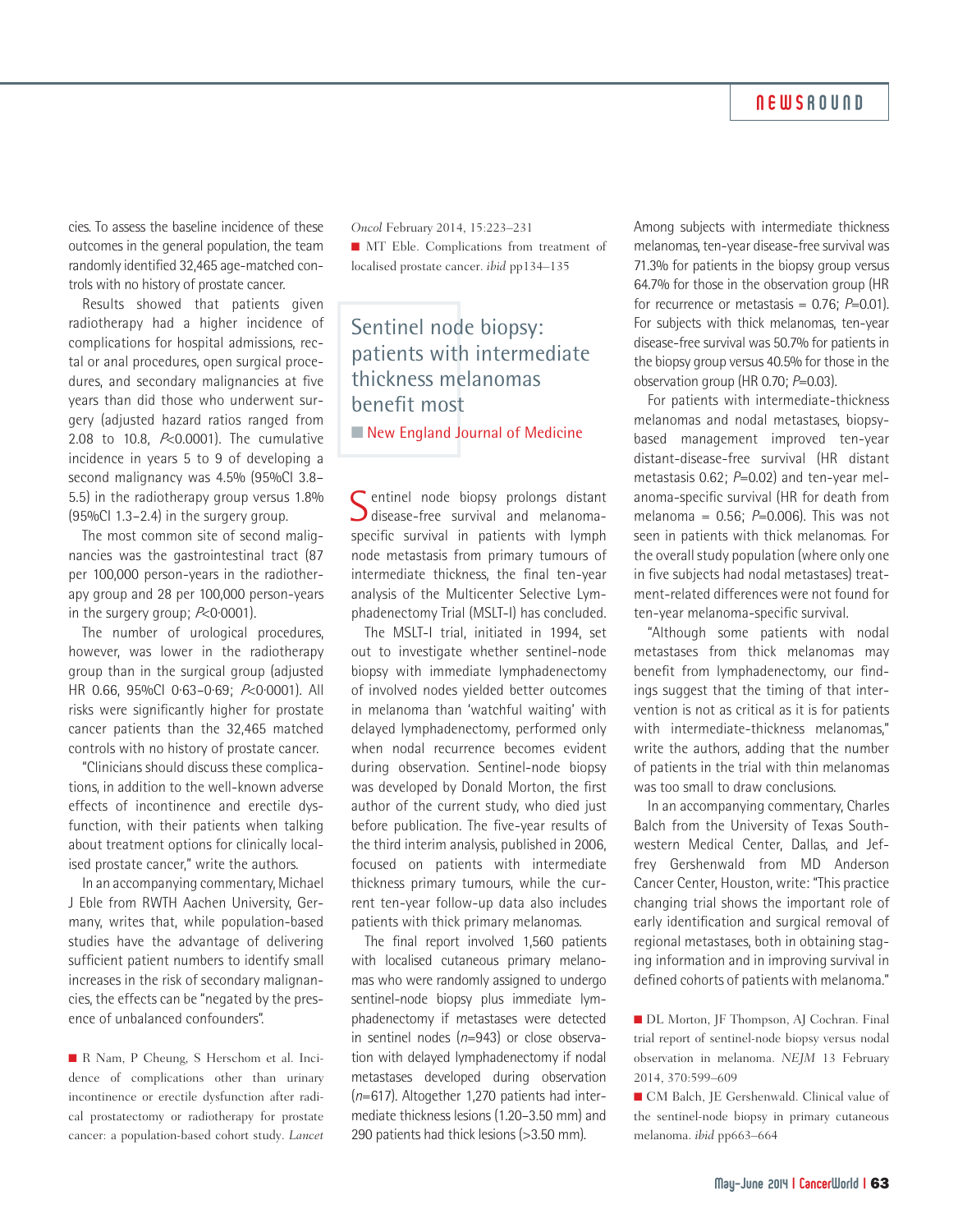cies. To assess the baseline incidence of these outcomes in the general population, the team randomly identified 32,465 age-matched controls with no history of prostate cancer.

Results showed that patients given radiotherapy had a higher incidence of complications for hospital admissions, rectal or anal procedures, open surgical procedures, and secondary malignancies at five years than did those who underwent surgery (adjusted hazard ratios ranged from 2.08 to 10.8, $P<0.0001$). The cumulative incidence in years 5 to 9 of developing a second malignancy was 4.5% (95%CI 3.8–5.5) in the radiotherapy group versus 1.8% (95%CI 1.3–2.4) in the surgery group.

The most common site of second malignancies was the gastrointestinal tract (87 per 100,000 person-years in the radiotherapy group and 28 per 100,000 person-years in the surgery group; $P<0{\cdot}0001$).

The number of urological procedures, however, was lower in the radiotherapy group than in the surgical group (adjusted HR 0.66, 95%CI 0·63–0·69; $P<0{\cdot}0001$). All risks were significantly higher for prostate cancer patients than the 32,465 matched controls with no history of prostate cancer.

"Clinicians should discuss these complications, in addition to the well-known adverse effects of incontinence and erectile dysfunction, with their patients when talking about treatment options for clinically localised prostate cancer," write the authors.

In an accompanying commentary, Michael J Eble from RWTH Aachen University, Germany, writes that, while population-based studies have the advantage of delivering sufficient patient numbers to identify small increases in the risk of secondary malignancies, the effects can be "negated by the presence of unbalanced confounders".

■ R Nam, P Cheung, S Herschom et al. Incidence of complications other than urinary incontinence or erectile dysfunction after radical prostatectomy or radiotherapy for prostate cancer: a population-based cohort study. *Lancet Oncol* February 2014, 15:223–231

■ MT Eble. Complications from treatment of localised prostate cancer. *ibid* pp134–135

## Sentinel node biopsy: patients with intermediate thickness melanomas benefit most

■ New England Journal of Medicine

Sentinel node biopsy prolongs distant disease-free survival and melanoma-specific survival in patients with lymph node metastasis from primary tumours of intermediate thickness, the final ten-year analysis of the Multicenter Selective Lymphadenectomy Trial (MSLT-I) has concluded.

The MSLT-I trial, initiated in 1994, set out to investigate whether sentinel-node biopsy with immediate lymphadenectomy of involved nodes yielded better outcomes in melanoma than 'watchful waiting' with delayed lymphadenectomy, performed only when nodal recurrence becomes evident during observation. Sentinel-node biopsy was developed by Donald Morton, the first author of the current study, who died just before publication. The five-year results of the third interim analysis, published in 2006, focused on patients with intermediate thickness primary tumours, while the current ten-year follow-up data also includes patients with thick primary melanomas.

The final report involved 1,560 patients with localised cutaneous primary melanomas who were randomly assigned to undergo sentinel-node biopsy plus immediate lymphadenectomy if metastases were detected in sentinel nodes ($n$=943) or close observation with delayed lymphadenectomy if nodal metastases developed during observation ($n$=617). Altogether 1,270 patients had intermediate thickness lesions (1.20–3.50 mm) and 290 patients had thick lesions (>3.50 mm).

Among subjects with intermediate thickness melanomas, ten-year disease-free survival was 71.3% for patients in the biopsy group versus 64.7% for those in the observation group (HR for recurrence or metastasis = 0.76; $P$=0.01). For subjects with thick melanomas, ten-year disease-free survival was 50.7% for patients in the biopsy group versus 40.5% for those in the observation group (HR 0.70; $P$=0.03).

For patients with intermediate-thickness melanomas and nodal metastases, biopsy-based management improved ten-year distant-disease-free survival (HR distant metastasis 0.62; $P$=0.02) and ten-year melanoma-specific survival (HR for death from melanoma = 0.56; $P$=0.006). This was not seen in patients with thick melanomas. For the overall study population (where only one in five subjects had nodal metastases) treatment-related differences were not found for ten-year melanoma-specific survival.

"Although some patients with nodal metastases from thick melanomas may benefit from lymphadenectomy, our findings suggest that the timing of that intervention is not as critical as it is for patients with intermediate-thickness melanomas," write the authors, adding that the number of patients in the trial with thin melanomas was too small to draw conclusions.

In an accompanying commentary, Charles Balch from the University of Texas Southwestern Medical Center, Dallas, and Jeffrey Gershenwald from MD Anderson Cancer Center, Houston, write: "This practice changing trial shows the important role of early identification and surgical removal of regional metastases, both in obtaining staging information and in improving survival in defined cohorts of patients with melanoma."

■ DL Morton, JF Thompson, AJ Cochran. Final trial report of sentinel-node biopsy versus nodal observation in melanoma. *NEJM* 13 February 2014, 370:599–609

■ CM Balch, JE Gershenwald. Clinical value of the sentinel-node biopsy in primary cutaneous melanoma. *ibid* pp663–664